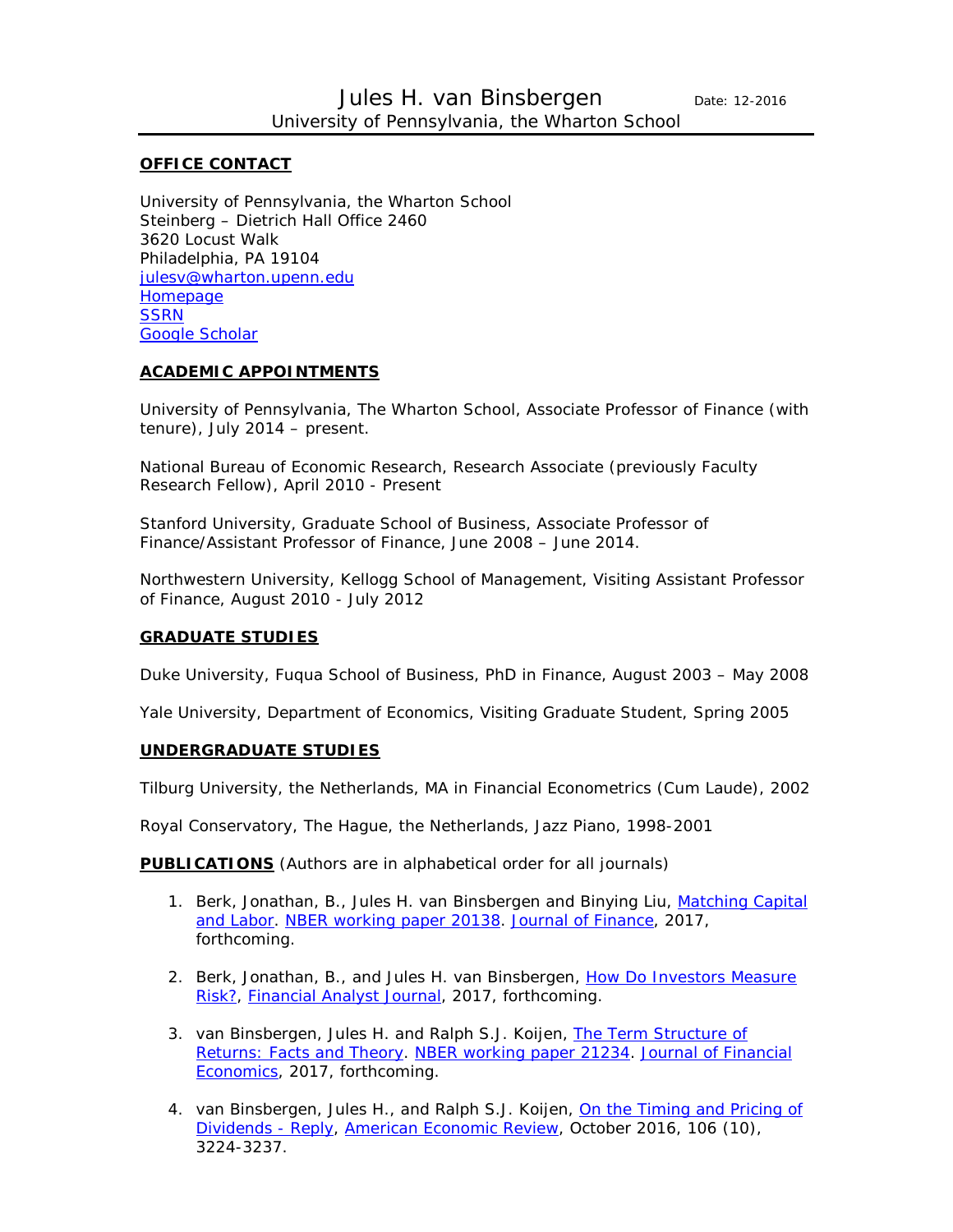# Jules H. van Binsbergen

Date: 12-2016

University of Pennsylvania, the Wharton School

## OFFICE CONTACT

University of Pennsylvania, the Wharton School
Steinberg – Dietrich Hall Office 2460
3620 Locust Walk
Philadelphia, PA 19104
julesv@wharton.upenn.edu
Homepage
SSRN
Google Scholar

## ACADEMIC APPOINTMENTS

University of Pennsylvania, The Wharton School, Associate Professor of Finance (with tenure), July 2014 – present.

National Bureau of Economic Research, Research Associate (previously Faculty Research Fellow), April 2010 - Present

Stanford University, Graduate School of Business, Associate Professor of Finance/Assistant Professor of Finance, June 2008 – June 2014.

Northwestern University, Kellogg School of Management, Visiting Assistant Professor of Finance, August 2010 - July 2012

## GRADUATE STUDIES

Duke University, Fuqua School of Business, PhD in Finance, August 2003 – May 2008

Yale University, Department of Economics, Visiting Graduate Student, Spring 2005

## UNDERGRADUATE STUDIES

Tilburg University, the Netherlands, MA in Financial Econometrics (Cum Laude), 2002

Royal Conservatory, The Hague, the Netherlands, Jazz Piano, 1998-2001

## PUBLICATIONS

(Authors are in alphabetical order for all journals)

1. Berk, Jonathan, B., Jules H. van Binsbergen and Binying Liu, Matching Capital and Labor. NBER working paper 20138. Journal of Finance, 2017, forthcoming.

2. Berk, Jonathan, B., and Jules H. van Binsbergen, How Do Investors Measure Risk?, Financial Analyst Journal, 2017, forthcoming.

3. van Binsbergen, Jules H. and Ralph S.J. Koijen, The Term Structure of Returns: Facts and Theory. NBER working paper 21234. Journal of Financial Economics, 2017, forthcoming.

4. van Binsbergen, Jules H., and Ralph S.J. Koijen, On the Timing and Pricing of Dividends - Reply, American Economic Review, October 2016, 106 (10), 3224-3237.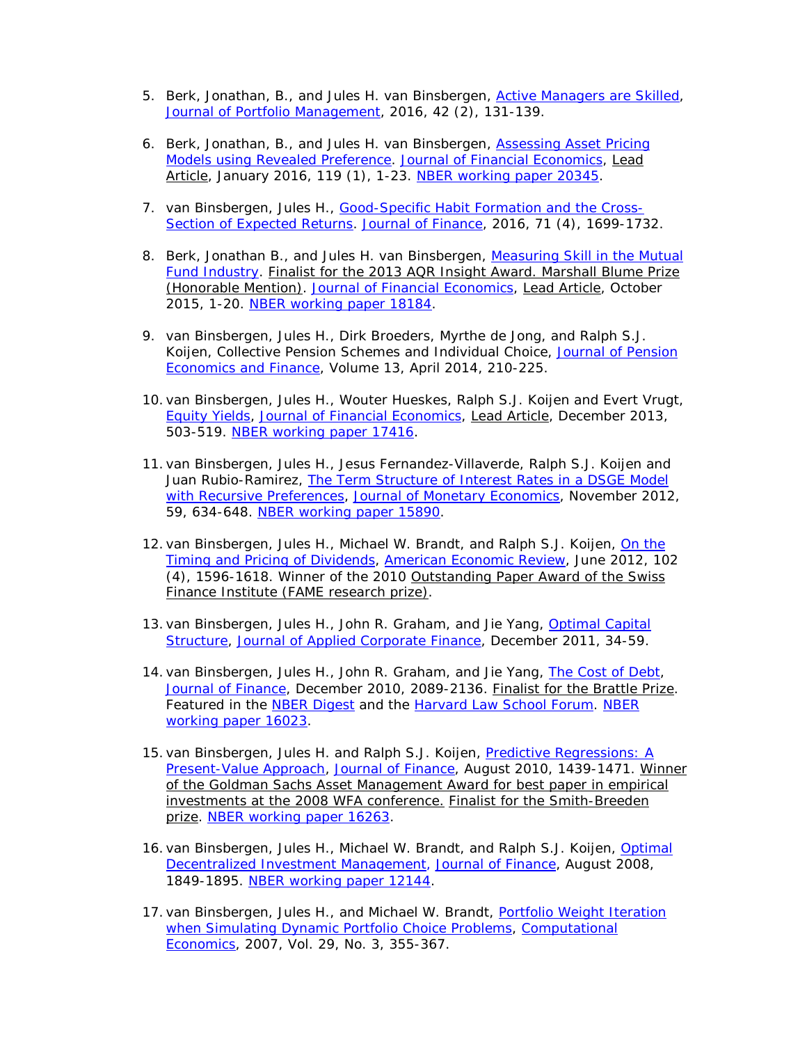5. Berk, Jonathan, B., and Jules H. van Binsbergen, Active Managers are Skilled, Journal of Portfolio Management, 2016, 42 (2), 131-139.

6. Berk, Jonathan, B., and Jules H. van Binsbergen, Assessing Asset Pricing Models using Revealed Preference. Journal of Financial Economics, Lead Article, January 2016, 119 (1), 1-23. NBER working paper 20345.

7. van Binsbergen, Jules H., Good-Specific Habit Formation and the Cross-Section of Expected Returns. Journal of Finance, 2016, 71 (4), 1699-1732.

8. Berk, Jonathan B., and Jules H. van Binsbergen, Measuring Skill in the Mutual Fund Industry. Finalist for the 2013 AQR Insight Award. Marshall Blume Prize (Honorable Mention). Journal of Financial Economics, Lead Article, October 2015, 1-20. NBER working paper 18184.

9. van Binsbergen, Jules H., Dirk Broeders, Myrthe de Jong, and Ralph S.J. Koijen, Collective Pension Schemes and Individual Choice, Journal of Pension Economics and Finance, Volume 13, April 2014, 210-225.

10. van Binsbergen, Jules H., Wouter Hueskes, Ralph S.J. Koijen and Evert Vrugt, Equity Yields, Journal of Financial Economics, Lead Article, December 2013, 503-519. NBER working paper 17416.

11. van Binsbergen, Jules H., Jesus Fernandez-Villaverde, Ralph S.J. Koijen and Juan Rubio-Ramirez, The Term Structure of Interest Rates in a DSGE Model with Recursive Preferences, Journal of Monetary Economics, November 2012, 59, 634-648. NBER working paper 15890.

12. van Binsbergen, Jules H., Michael W. Brandt, and Ralph S.J. Koijen, On the Timing and Pricing of Dividends, American Economic Review, June 2012, 102 (4), 1596-1618. Winner of the 2010 Outstanding Paper Award of the Swiss Finance Institute (FAME research prize).

13. van Binsbergen, Jules H., John R. Graham, and Jie Yang, Optimal Capital Structure, Journal of Applied Corporate Finance, December 2011, 34-59.

14. van Binsbergen, Jules H., John R. Graham, and Jie Yang, The Cost of Debt, Journal of Finance, December 2010, 2089-2136. Finalist for the Brattle Prize. Featured in the NBER Digest and the Harvard Law School Forum. NBER working paper 16023.

15. van Binsbergen, Jules H. and Ralph S.J. Koijen, Predictive Regressions: A Present-Value Approach, Journal of Finance, August 2010, 1439-1471. Winner of the Goldman Sachs Asset Management Award for best paper in empirical investments at the 2008 WFA conference. Finalist for the Smith-Breeden prize. NBER working paper 16263.

16. van Binsbergen, Jules H., Michael W. Brandt, and Ralph S.J. Koijen, Optimal Decentralized Investment Management, Journal of Finance, August 2008, 1849-1895. NBER working paper 12144.

17. van Binsbergen, Jules H., and Michael W. Brandt, Portfolio Weight Iteration when Simulating Dynamic Portfolio Choice Problems, Computational Economics, 2007, Vol. 29, No. 3, 355-367.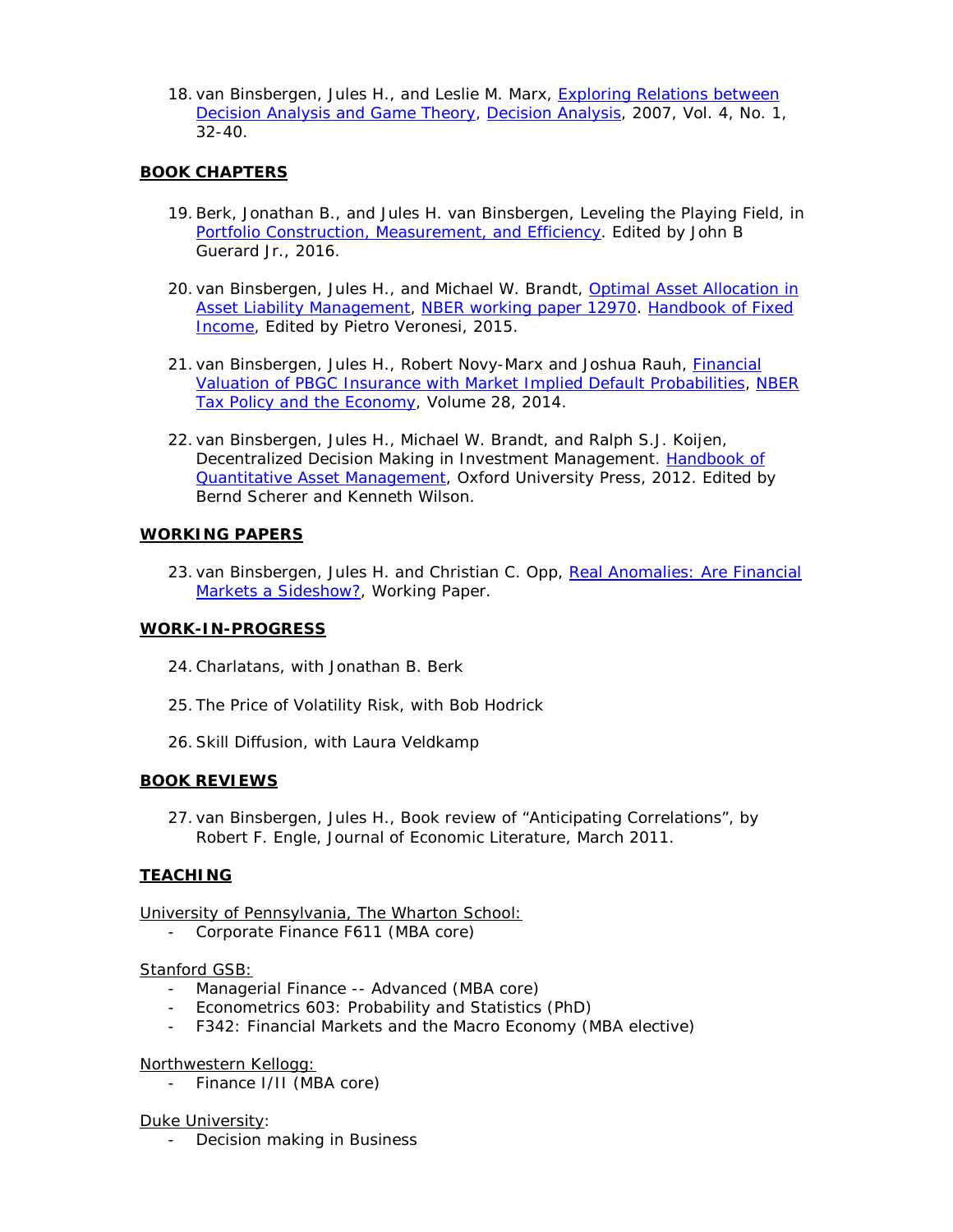18. van Binsbergen, Jules H., and Leslie M. Marx, Exploring Relations between Decision Analysis and Game Theory, Decision Analysis, 2007, Vol. 4, No. 1, 32-40.

**BOOK CHAPTERS**

19. Berk, Jonathan B., and Jules H. van Binsbergen, Leveling the Playing Field, in Portfolio Construction, Measurement, and Efficiency. Edited by John B Guerard Jr., 2016.

20. van Binsbergen, Jules H., and Michael W. Brandt, Optimal Asset Allocation in Asset Liability Management, NBER working paper 12970. Handbook of Fixed Income, Edited by Pietro Veronesi, 2015.

21. van Binsbergen, Jules H., Robert Novy-Marx and Joshua Rauh, Financial Valuation of PBGC Insurance with Market Implied Default Probabilities, NBER Tax Policy and the Economy, Volume 28, 2014.

22. van Binsbergen, Jules H., Michael W. Brandt, and Ralph S.J. Koijen, Decentralized Decision Making in Investment Management. Handbook of Quantitative Asset Management, Oxford University Press, 2012. Edited by Bernd Scherer and Kenneth Wilson.

**WORKING PAPERS**

23. van Binsbergen, Jules H. and Christian C. Opp, Real Anomalies: Are Financial Markets a Sideshow?, Working Paper.

**WORK-IN-PROGRESS**

24. Charlatans, with Jonathan B. Berk

25. The Price of Volatility Risk, with Bob Hodrick

26. Skill Diffusion, with Laura Veldkamp

**BOOK REVIEWS**

27. van Binsbergen, Jules H., Book review of "Anticipating Correlations", by Robert F. Engle, Journal of Economic Literature, March 2011.

**TEACHING**

University of Pennsylvania, The Wharton School:

- Corporate Finance F611 (MBA core)

Stanford GSB:

- Managerial Finance -- Advanced (MBA core)
- Econometrics 603: Probability and Statistics (PhD)
- F342: Financial Markets and the Macro Economy (MBA elective)

Northwestern Kellogg:

- Finance I/II (MBA core)

Duke University:

- Decision making in Business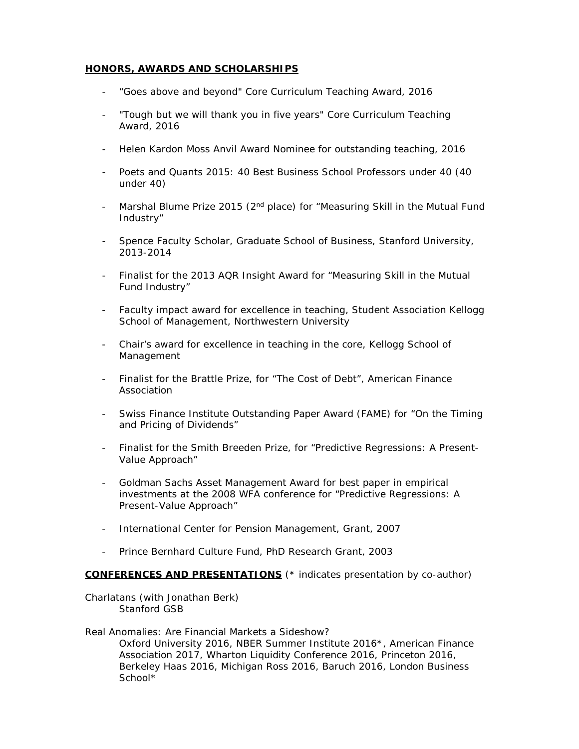## **HONORS, AWARDS AND SCHOLARSHIPS**

- “Goes above and beyond" Core Curriculum Teaching Award, 2016
- "Tough but we will thank you in five years" Core Curriculum Teaching Award, 2016
- Helen Kardon Moss Anvil Award Nominee for outstanding teaching, 2016
- Poets and Quants 2015: 40 Best Business School Professors under 40 (40 under 40)
- Marshal Blume Prize 2015 (2nd place) for “Measuring Skill in the Mutual Fund Industry”
- Spence Faculty Scholar, Graduate School of Business, Stanford University, 2013-2014
- Finalist for the 2013 AQR Insight Award for “Measuring Skill in the Mutual Fund Industry”
- Faculty impact award for excellence in teaching, Student Association Kellogg School of Management, Northwestern University
- Chair’s award for excellence in teaching in the core, Kellogg School of Management
- Finalist for the Brattle Prize, for “The Cost of Debt”, American Finance Association
- Swiss Finance Institute Outstanding Paper Award (FAME) for “On the Timing and Pricing of Dividends”
- Finalist for the Smith Breeden Prize, for “Predictive Regressions: A Present-Value Approach”
- Goldman Sachs Asset Management Award for best paper in empirical investments at the 2008 WFA conference for “Predictive Regressions: A Present-Value Approach”
- International Center for Pension Management, Grant, 2007
- Prince Bernhard Culture Fund, PhD Research Grant, 2003

## **CONFERENCES AND PRESENTATIONS** (* indicates presentation by co-author)

Charlatans (with Jonathan Berk)
   Stanford GSB

Real Anomalies: Are Financial Markets a Sideshow?
   Oxford University 2016, NBER Summer Institute 2016*, American Finance Association 2017, Wharton Liquidity Conference 2016, Princeton 2016, Berkeley Haas 2016, Michigan Ross 2016, Baruch 2016, London Business School*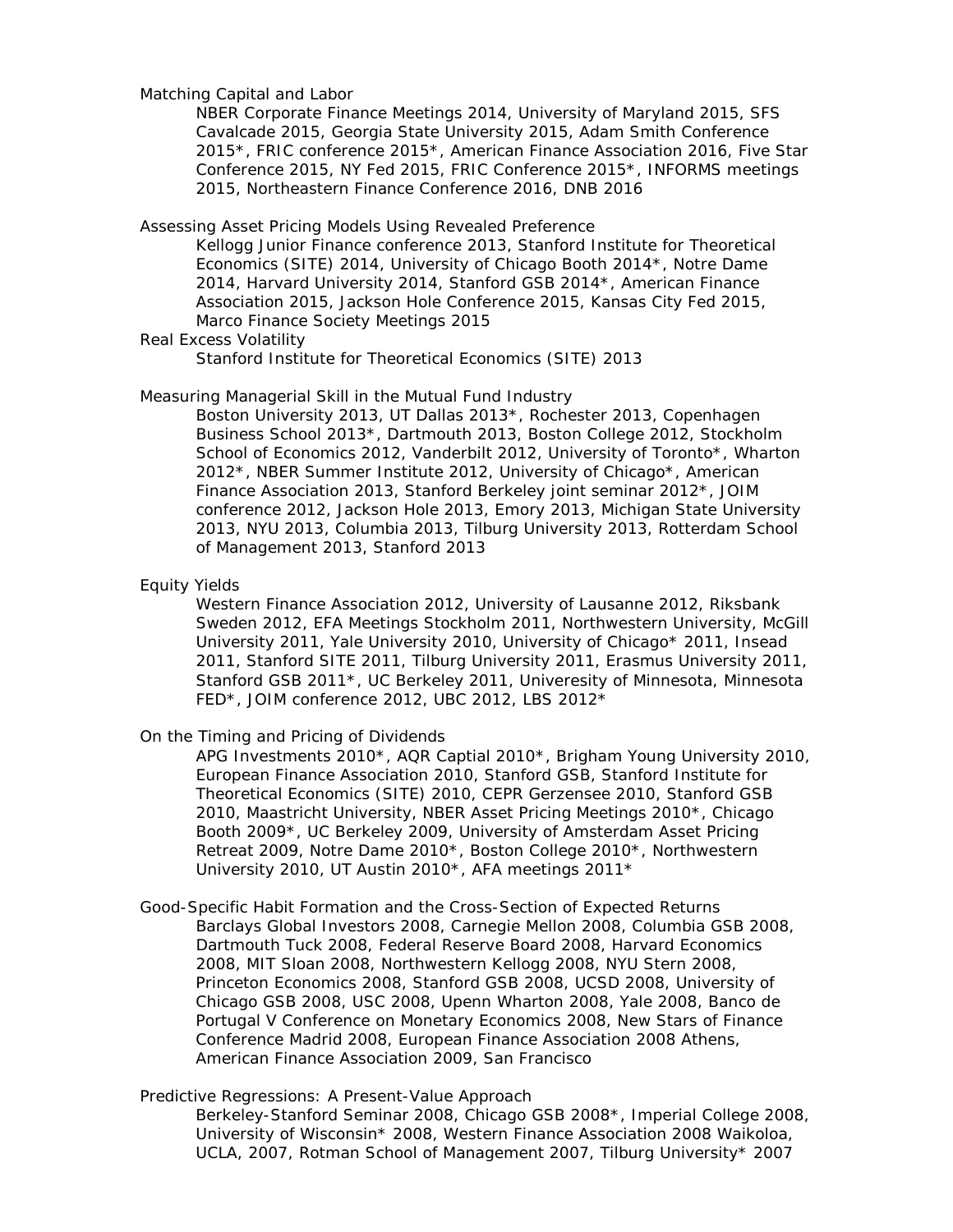Matching Capital and Labor

NBER Corporate Finance Meetings 2014, University of Maryland 2015, SFS Cavalcade 2015, Georgia State University 2015, Adam Smith Conference 2015*, FRIC conference 2015*, American Finance Association 2016, Five Star Conference 2015, NY Fed 2015, FRIC Conference 2015*, INFORMS meetings 2015, Northeastern Finance Conference 2016, DNB 2016

Assessing Asset Pricing Models Using Revealed Preference

Kellogg Junior Finance conference 2013, Stanford Institute for Theoretical Economics (SITE) 2014, University of Chicago Booth 2014*, Notre Dame 2014, Harvard University 2014, Stanford GSB 2014*, American Finance Association 2015, Jackson Hole Conference 2015, Kansas City Fed 2015, Marco Finance Society Meetings 2015

Real Excess Volatility

Stanford Institute for Theoretical Economics (SITE) 2013

Measuring Managerial Skill in the Mutual Fund Industry

Boston University 2013, UT Dallas 2013*, Rochester 2013, Copenhagen Business School 2013*, Dartmouth 2013, Boston College 2012, Stockholm School of Economics 2012, Vanderbilt 2012, University of Toronto*, Wharton 2012*, NBER Summer Institute 2012, University of Chicago*, American Finance Association 2013, Stanford Berkeley joint seminar 2012*, JOIM conference 2012, Jackson Hole 2013, Emory 2013, Michigan State University 2013, NYU 2013, Columbia 2013, Tilburg University 2013, Rotterdam School of Management 2013, Stanford 2013

Equity Yields

Western Finance Association 2012, University of Lausanne 2012, Riksbank Sweden 2012, EFA Meetings Stockholm 2011, Northwestern University, McGill University 2011, Yale University 2010, University of Chicago* 2011, Insead 2011, Stanford SITE 2011, Tilburg University 2011, Erasmus University 2011, Stanford GSB 2011*, UC Berkeley 2011, Univeresity of Minnesota, Minnesota FED*, JOIM conference 2012, UBC 2012, LBS 2012*

On the Timing and Pricing of Dividends

APG Investments 2010*, AQR Captial 2010*, Brigham Young University 2010, European Finance Association 2010, Stanford GSB, Stanford Institute for Theoretical Economics (SITE) 2010, CEPR Gerzensee 2010, Stanford GSB 2010, Maastricht University, NBER Asset Pricing Meetings 2010*, Chicago Booth 2009*, UC Berkeley 2009, University of Amsterdam Asset Pricing Retreat 2009, Notre Dame 2010*, Boston College 2010*, Northwestern University 2010, UT Austin 2010*, AFA meetings 2011*

Good-Specific Habit Formation and the Cross-Section of Expected Returns

Barclays Global Investors 2008, Carnegie Mellon 2008, Columbia GSB 2008, Dartmouth Tuck 2008, Federal Reserve Board 2008, Harvard Economics 2008, MIT Sloan 2008, Northwestern Kellogg 2008, NYU Stern 2008, Princeton Economics 2008, Stanford GSB 2008, UCSD 2008, University of Chicago GSB 2008, USC 2008, Upenn Wharton 2008, Yale 2008, Banco de Portugal V Conference on Monetary Economics 2008, New Stars of Finance Conference Madrid 2008, European Finance Association 2008 Athens, American Finance Association 2009, San Francisco

Predictive Regressions: A Present-Value Approach

Berkeley-Stanford Seminar 2008, Chicago GSB 2008*, Imperial College 2008, University of Wisconsin* 2008, Western Finance Association 2008 Waikoloa, UCLA, 2007, Rotman School of Management 2007, Tilburg University* 2007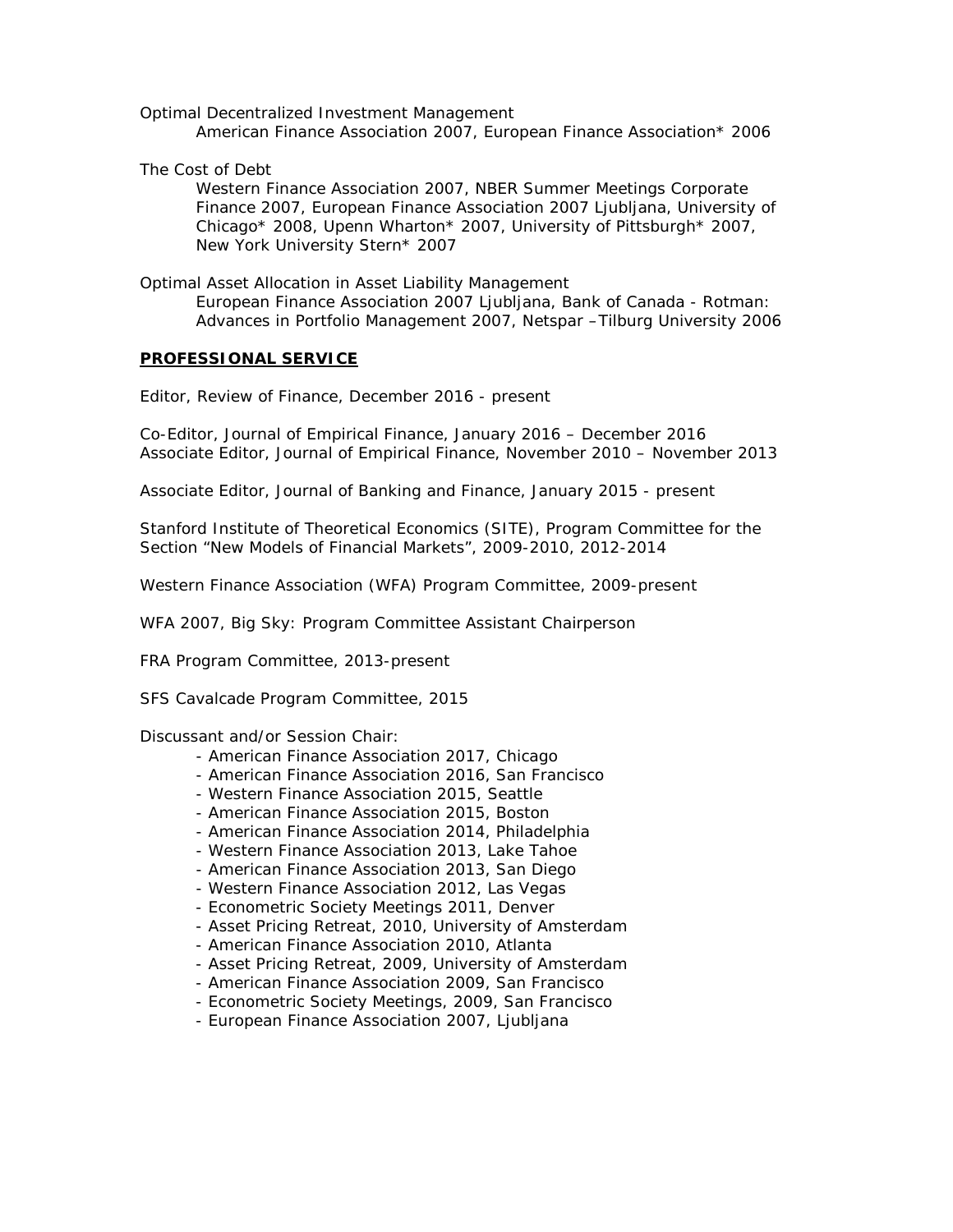Optimal Decentralized Investment Management
American Finance Association 2007, European Finance Association* 2006

The Cost of Debt
Western Finance Association 2007, NBER Summer Meetings Corporate Finance 2007, European Finance Association 2007 Ljubljana, University of Chicago* 2008, Upenn Wharton* 2007, University of Pittsburgh* 2007, New York University Stern* 2007

Optimal Asset Allocation in Asset Liability Management
European Finance Association 2007 Ljubljana, Bank of Canada - Rotman: Advances in Portfolio Management 2007, Netspar –Tilburg University 2006

## PROFESSIONAL SERVICE

Editor, Review of Finance, December 2016 - present

Co-Editor, Journal of Empirical Finance, January 2016 – December 2016
Associate Editor, Journal of Empirical Finance, November 2010 – November 2013

Associate Editor, Journal of Banking and Finance, January 2015 - present

Stanford Institute of Theoretical Economics (SITE), Program Committee for the Section "New Models of Financial Markets", 2009-2010, 2012-2014

Western Finance Association (WFA) Program Committee, 2009-present

WFA 2007, Big Sky: Program Committee Assistant Chairperson

FRA Program Committee, 2013-present

SFS Cavalcade Program Committee, 2015

Discussant and/or Session Chair:

- American Finance Association 2017, Chicago
- American Finance Association 2016, San Francisco
- Western Finance Association 2015, Seattle
- American Finance Association 2015, Boston
- American Finance Association 2014, Philadelphia
- Western Finance Association 2013, Lake Tahoe
- American Finance Association 2013, San Diego
- Western Finance Association 2012, Las Vegas
- Econometric Society Meetings 2011, Denver
- Asset Pricing Retreat, 2010, University of Amsterdam
- American Finance Association 2010, Atlanta
- Asset Pricing Retreat, 2009, University of Amsterdam
- American Finance Association 2009, San Francisco
- Econometric Society Meetings, 2009, San Francisco
- European Finance Association 2007, Ljubljana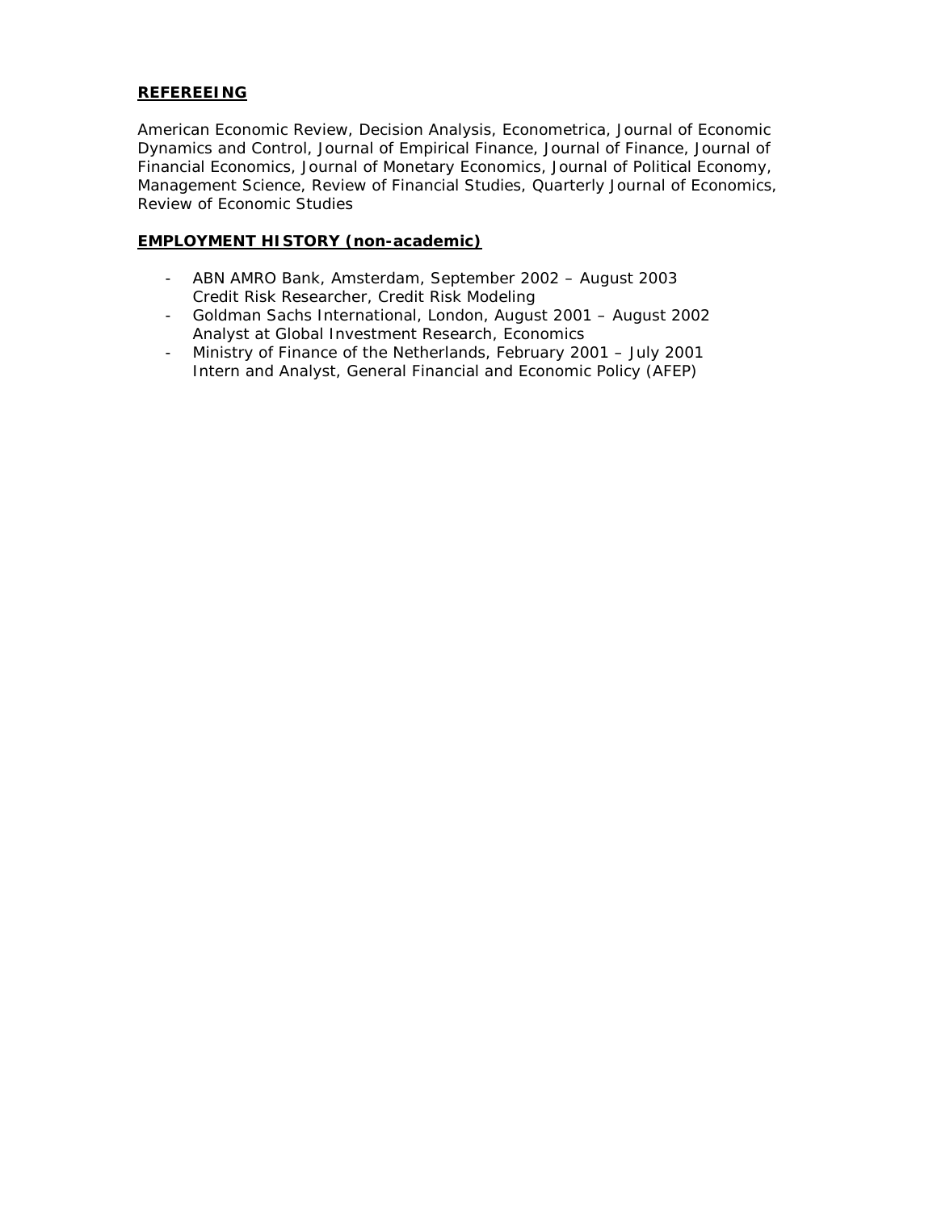## REFEREEING

American Economic Review, Decision Analysis, Econometrica, Journal of Economic Dynamics and Control, Journal of Empirical Finance, Journal of Finance, Journal of Financial Economics, Journal of Monetary Economics, Journal of Political Economy, Management Science, Review of Financial Studies, Quarterly Journal of Economics, Review of Economic Studies

## EMPLOYMENT HISTORY (non-academic)

- ABN AMRO Bank, Amsterdam, September 2002 – August 2003
  Credit Risk Researcher, Credit Risk Modeling
- Goldman Sachs International, London, August 2001 – August 2002
  Analyst at Global Investment Research, Economics
- Ministry of Finance of the Netherlands, February 2001 – July 2001
  Intern and Analyst, General Financial and Economic Policy (AFEP)